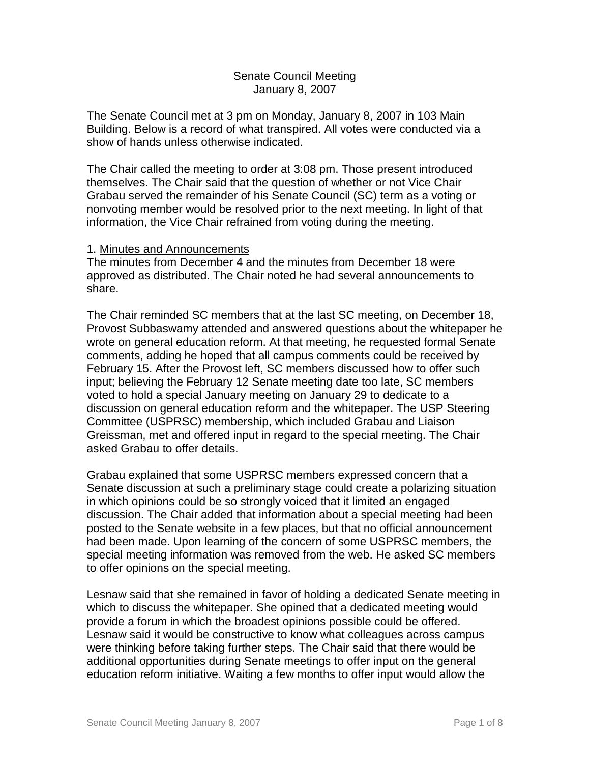# Senate Council Meeting
# January 8, 2007

The Senate Council met at 3 pm on Monday, January 8, 2007 in 103 Main Building. Below is a record of what transpired. All votes were conducted via a show of hands unless otherwise indicated.

The Chair called the meeting to order at 3:08 pm. Those present introduced themselves. The Chair said that the question of whether or not Vice Chair Grabau served the remainder of his Senate Council (SC) term as a voting or nonvoting member would be resolved prior to the next meeting. In light of that information, the Vice Chair refrained from voting during the meeting.

1. Minutes and Announcements

The minutes from December 4 and the minutes from December 18 were approved as distributed. The Chair noted he had several announcements to share.

The Chair reminded SC members that at the last SC meeting, on December 18, Provost Subbaswamy attended and answered questions about the whitepaper he wrote on general education reform. At that meeting, he requested formal Senate comments, adding he hoped that all campus comments could be received by February 15. After the Provost left, SC members discussed how to offer such input; believing the February 12 Senate meeting date too late, SC members voted to hold a special January meeting on January 29 to dedicate to a discussion on general education reform and the whitepaper. The USP Steering Committee (USPRSC) membership, which included Grabau and Liaison Greissman, met and offered input in regard to the special meeting. The Chair asked Grabau to offer details.

Grabau explained that some USPRSC members expressed concern that a Senate discussion at such a preliminary stage could create a polarizing situation in which opinions could be so strongly voiced that it limited an engaged discussion. The Chair added that information about a special meeting had been posted to the Senate website in a few places, but that no official announcement had been made. Upon learning of the concern of some USPRSC members, the special meeting information was removed from the web. He asked SC members to offer opinions on the special meeting.

Lesnaw said that she remained in favor of holding a dedicated Senate meeting in which to discuss the whitepaper. She opined that a dedicated meeting would provide a forum in which the broadest opinions possible could be offered. Lesnaw said it would be constructive to know what colleagues across campus were thinking before taking further steps. The Chair said that there would be additional opportunities during Senate meetings to offer input on the general education reform initiative. Waiting a few months to offer input would allow the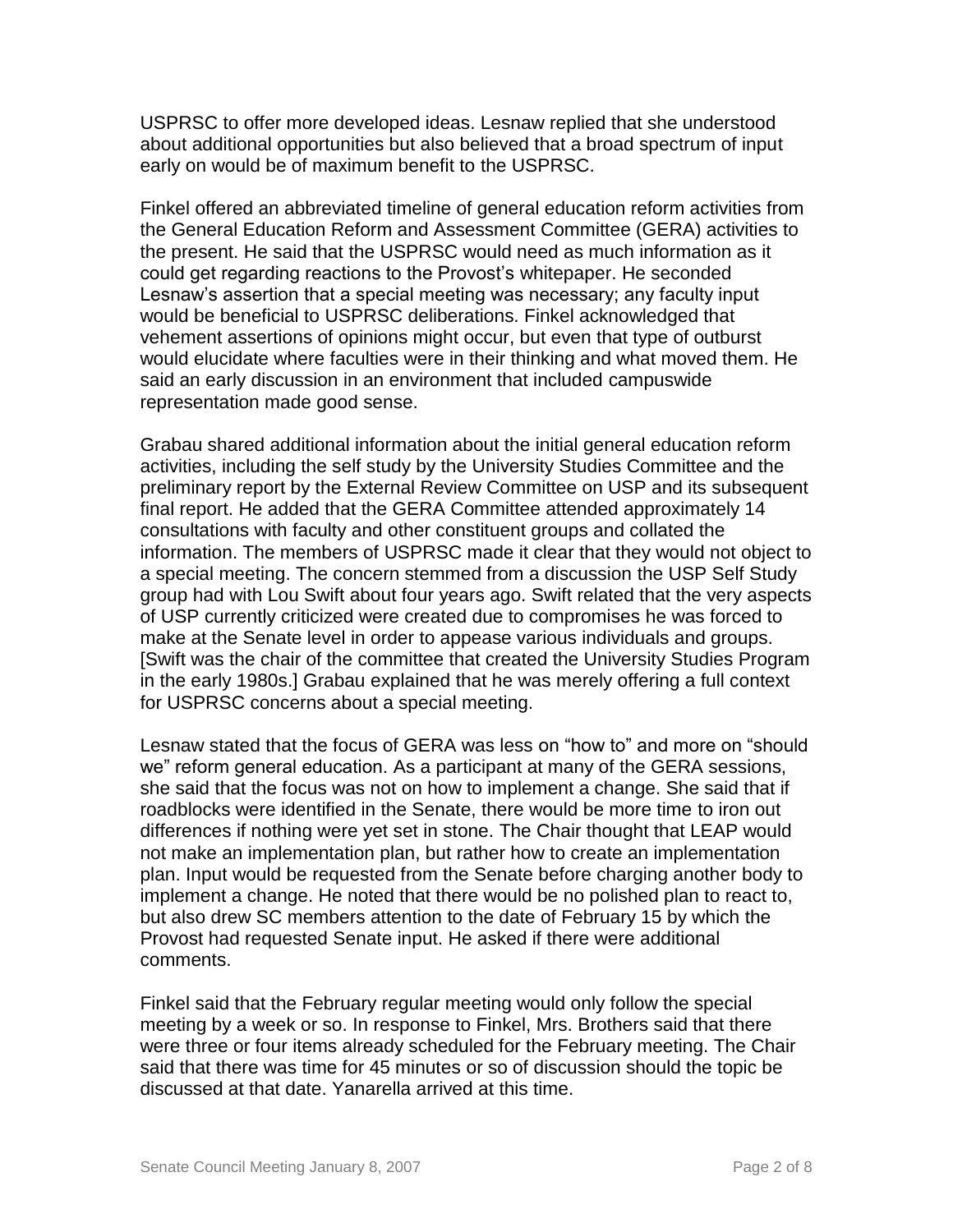USPRSC to offer more developed ideas. Lesnaw replied that she understood about additional opportunities but also believed that a broad spectrum of input early on would be of maximum benefit to the USPRSC.

Finkel offered an abbreviated timeline of general education reform activities from the General Education Reform and Assessment Committee (GERA) activities to the present. He said that the USPRSC would need as much information as it could get regarding reactions to the Provost's whitepaper. He seconded Lesnaw's assertion that a special meeting was necessary; any faculty input would be beneficial to USPRSC deliberations. Finkel acknowledged that vehement assertions of opinions might occur, but even that type of outburst would elucidate where faculties were in their thinking and what moved them. He said an early discussion in an environment that included campuswide representation made good sense.

Grabau shared additional information about the initial general education reform activities, including the self study by the University Studies Committee and the preliminary report by the External Review Committee on USP and its subsequent final report. He added that the GERA Committee attended approximately 14 consultations with faculty and other constituent groups and collated the information. The members of USPRSC made it clear that they would not object to a special meeting. The concern stemmed from a discussion the USP Self Study group had with Lou Swift about four years ago. Swift related that the very aspects of USP currently criticized were created due to compromises he was forced to make at the Senate level in order to appease various individuals and groups. [Swift was the chair of the committee that created the University Studies Program in the early 1980s.] Grabau explained that he was merely offering a full context for USPRSC concerns about a special meeting.

Lesnaw stated that the focus of GERA was less on "how to" and more on "should we" reform general education. As a participant at many of the GERA sessions, she said that the focus was not on how to implement a change. She said that if roadblocks were identified in the Senate, there would be more time to iron out differences if nothing were yet set in stone. The Chair thought that LEAP would not make an implementation plan, but rather how to create an implementation plan. Input would be requested from the Senate before charging another body to implement a change. He noted that there would be no polished plan to react to, but also drew SC members attention to the date of February 15 by which the Provost had requested Senate input. He asked if there were additional comments.

Finkel said that the February regular meeting would only follow the special meeting by a week or so. In response to Finkel, Mrs. Brothers said that there were three or four items already scheduled for the February meeting. The Chair said that there was time for 45 minutes or so of discussion should the topic be discussed at that date. Yanarella arrived at this time.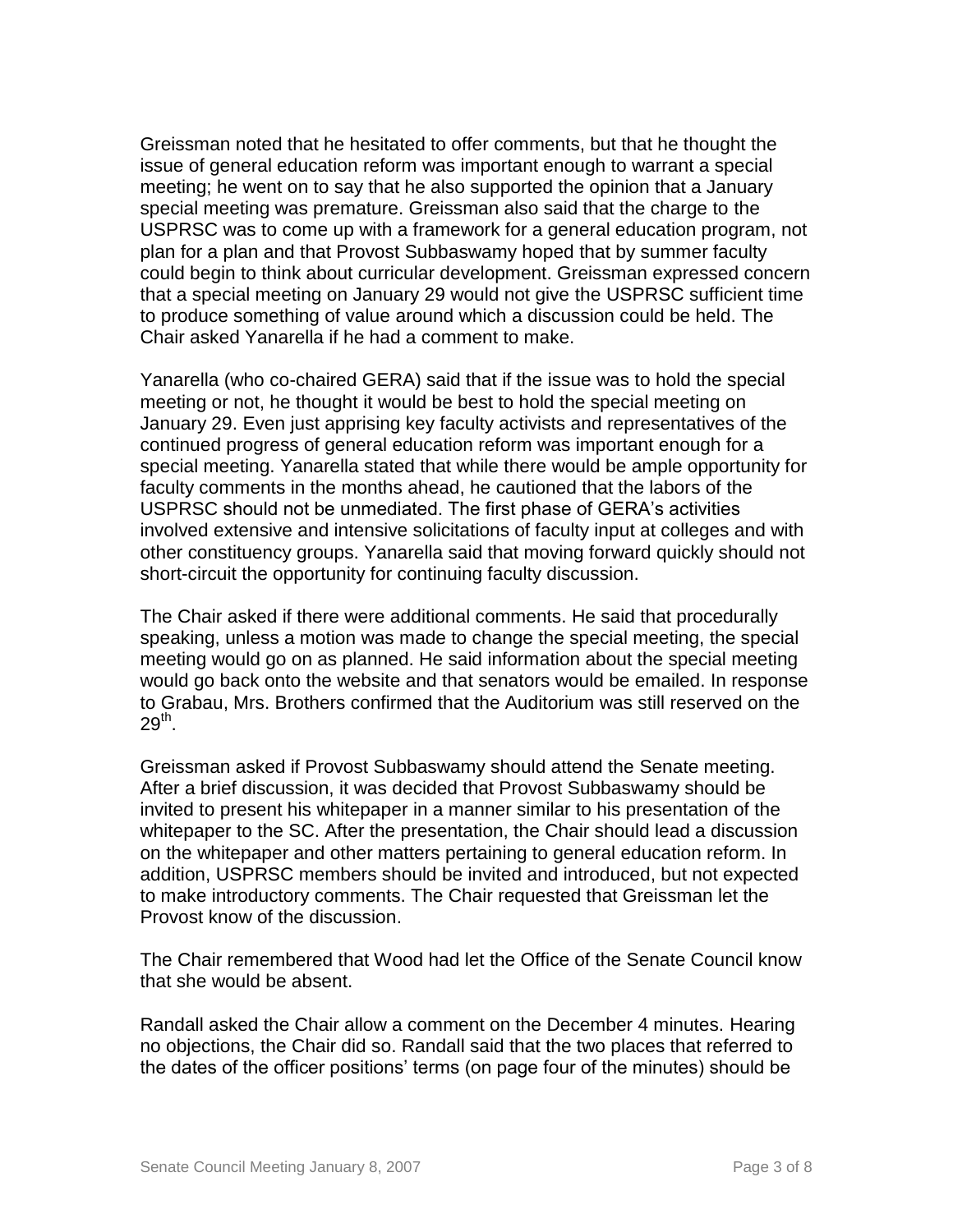Greissman noted that he hesitated to offer comments, but that he thought the issue of general education reform was important enough to warrant a special meeting; he went on to say that he also supported the opinion that a January special meeting was premature. Greissman also said that the charge to the USPRSC was to come up with a framework for a general education program, not plan for a plan and that Provost Subbaswamy hoped that by summer faculty could begin to think about curricular development. Greissman expressed concern that a special meeting on January 29 would not give the USPRSC sufficient time to produce something of value around which a discussion could be held. The Chair asked Yanarella if he had a comment to make.

Yanarella (who co-chaired GERA) said that if the issue was to hold the special meeting or not, he thought it would be best to hold the special meeting on January 29. Even just apprising key faculty activists and representatives of the continued progress of general education reform was important enough for a special meeting. Yanarella stated that while there would be ample opportunity for faculty comments in the months ahead, he cautioned that the labors of the USPRSC should not be unmediated. The first phase of GERA's activities involved extensive and intensive solicitations of faculty input at colleges and with other constituency groups. Yanarella said that moving forward quickly should not short-circuit the opportunity for continuing faculty discussion.

The Chair asked if there were additional comments. He said that procedurally speaking, unless a motion was made to change the special meeting, the special meeting would go on as planned. He said information about the special meeting would go back onto the website and that senators would be emailed. In response to Grabau, Mrs. Brothers confirmed that the Auditorium was still reserved on the 29th.

Greissman asked if Provost Subbaswamy should attend the Senate meeting. After a brief discussion, it was decided that Provost Subbaswamy should be invited to present his whitepaper in a manner similar to his presentation of the whitepaper to the SC. After the presentation, the Chair should lead a discussion on the whitepaper and other matters pertaining to general education reform. In addition, USPRSC members should be invited and introduced, but not expected to make introductory comments. The Chair requested that Greissman let the Provost know of the discussion.

The Chair remembered that Wood had let the Office of the Senate Council know that she would be absent.

Randall asked the Chair allow a comment on the December 4 minutes. Hearing no objections, the Chair did so. Randall said that the two places that referred to the dates of the officer positions' terms (on page four of the minutes) should be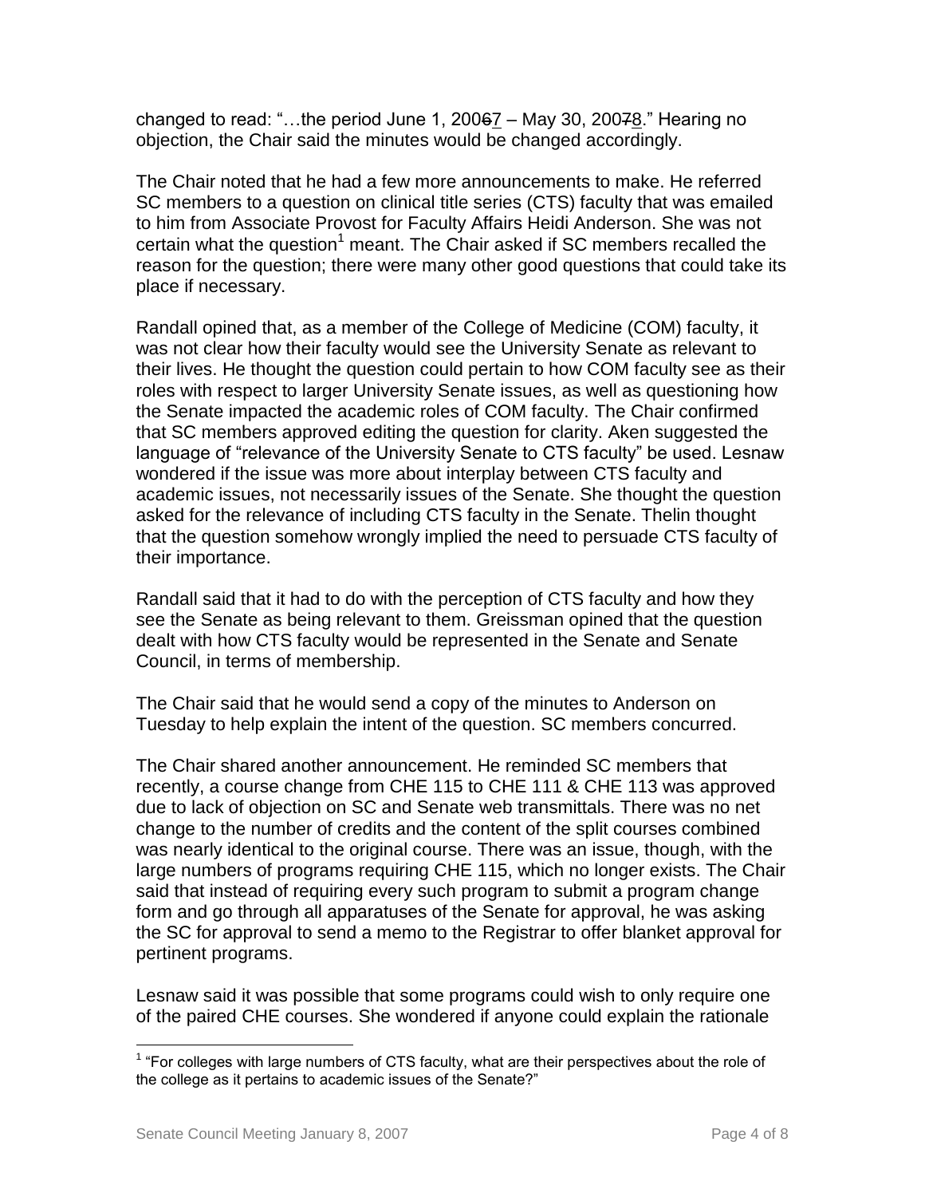changed to read: "…the period June 1, ~~2006~~7 – May 30, ~~2007~~8." Hearing no objection, the Chair said the minutes would be changed accordingly.

The Chair noted that he had a few more announcements to make. He referred SC members to a question on clinical title series (CTS) faculty that was emailed to him from Associate Provost for Faculty Affairs Heidi Anderson. She was not certain what the question[1] meant. The Chair asked if SC members recalled the reason for the question; there were many other good questions that could take its place if necessary.

Randall opined that, as a member of the College of Medicine (COM) faculty, it was not clear how their faculty would see the University Senate as relevant to their lives. He thought the question could pertain to how COM faculty see as their roles with respect to larger University Senate issues, as well as questioning how the Senate impacted the academic roles of COM faculty. The Chair confirmed that SC members approved editing the question for clarity. Aken suggested the language of "relevance of the University Senate to CTS faculty" be used. Lesnaw wondered if the issue was more about interplay between CTS faculty and academic issues, not necessarily issues of the Senate. She thought the question asked for the relevance of including CTS faculty in the Senate. Thelin thought that the question somehow wrongly implied the need to persuade CTS faculty of their importance.

Randall said that it had to do with the perception of CTS faculty and how they see the Senate as being relevant to them. Greissman opined that the question dealt with how CTS faculty would be represented in the Senate and Senate Council, in terms of membership.

The Chair said that he would send a copy of the minutes to Anderson on Tuesday to help explain the intent of the question. SC members concurred.

The Chair shared another announcement. He reminded SC members that recently, a course change from CHE 115 to CHE 111 & CHE 113 was approved due to lack of objection on SC and Senate web transmittals. There was no net change to the number of credits and the content of the split courses combined was nearly identical to the original course. There was an issue, though, with the large numbers of programs requiring CHE 115, which no longer exists. The Chair said that instead of requiring every such program to submit a program change form and go through all apparatuses of the Senate for approval, he was asking the SC for approval to send a memo to the Registrar to offer blanket approval for pertinent programs.

Lesnaw said it was possible that some programs could wish to only require one of the paired CHE courses. She wondered if anyone could explain the rationale

---

[1] "For colleges with large numbers of CTS faculty, what are their perspectives about the role of the college as it pertains to academic issues of the Senate?"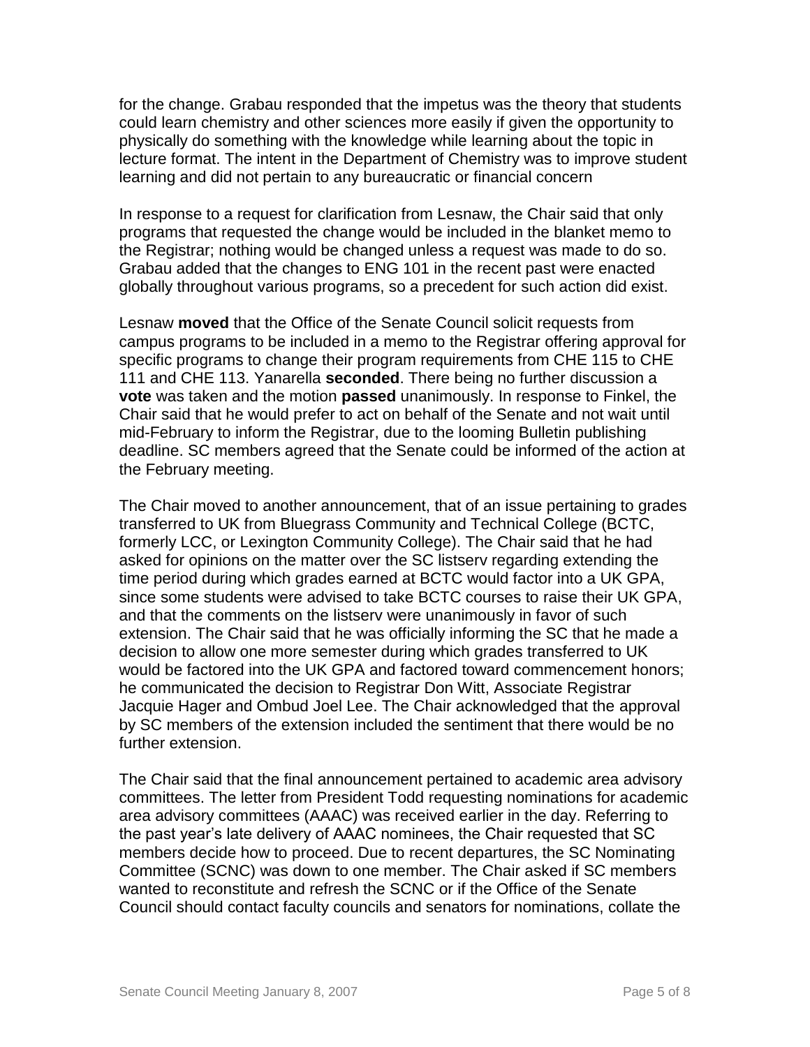for the change. Grabau responded that the impetus was the theory that students could learn chemistry and other sciences more easily if given the opportunity to physically do something with the knowledge while learning about the topic in lecture format. The intent in the Department of Chemistry was to improve student learning and did not pertain to any bureaucratic or financial concern

In response to a request for clarification from Lesnaw, the Chair said that only programs that requested the change would be included in the blanket memo to the Registrar; nothing would be changed unless a request was made to do so. Grabau added that the changes to ENG 101 in the recent past were enacted globally throughout various programs, so a precedent for such action did exist.

Lesnaw **moved** that the Office of the Senate Council solicit requests from campus programs to be included in a memo to the Registrar offering approval for specific programs to change their program requirements from CHE 115 to CHE 111 and CHE 113. Yanarella **seconded**. There being no further discussion a **vote** was taken and the motion **passed** unanimously. In response to Finkel, the Chair said that he would prefer to act on behalf of the Senate and not wait until mid-February to inform the Registrar, due to the looming Bulletin publishing deadline. SC members agreed that the Senate could be informed of the action at the February meeting.

The Chair moved to another announcement, that of an issue pertaining to grades transferred to UK from Bluegrass Community and Technical College (BCTC, formerly LCC, or Lexington Community College). The Chair said that he had asked for opinions on the matter over the SC listserv regarding extending the time period during which grades earned at BCTC would factor into a UK GPA, since some students were advised to take BCTC courses to raise their UK GPA, and that the comments on the listserv were unanimously in favor of such extension. The Chair said that he was officially informing the SC that he made a decision to allow one more semester during which grades transferred to UK would be factored into the UK GPA and factored toward commencement honors; he communicated the decision to Registrar Don Witt, Associate Registrar Jacquie Hager and Ombud Joel Lee. The Chair acknowledged that the approval by SC members of the extension included the sentiment that there would be no further extension.

The Chair said that the final announcement pertained to academic area advisory committees. The letter from President Todd requesting nominations for academic area advisory committees (AAAC) was received earlier in the day. Referring to the past year's late delivery of AAAC nominees, the Chair requested that SC members decide how to proceed. Due to recent departures, the SC Nominating Committee (SCNC) was down to one member. The Chair asked if SC members wanted to reconstitute and refresh the SCNC or if the Office of the Senate Council should contact faculty councils and senators for nominations, collate the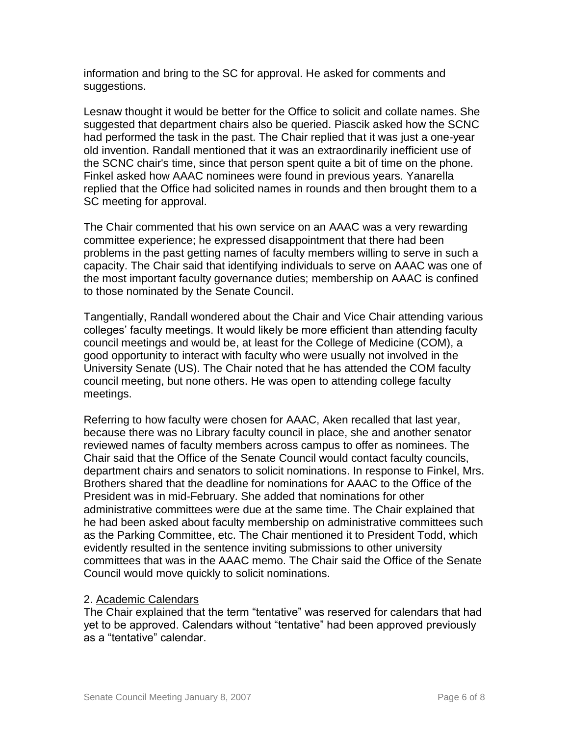information and bring to the SC for approval. He asked for comments and suggestions.

Lesnaw thought it would be better for the Office to solicit and collate names. She suggested that department chairs also be queried. Piascik asked how the SCNC had performed the task in the past. The Chair replied that it was just a one-year old invention. Randall mentioned that it was an extraordinarily inefficient use of the SCNC chair's time, since that person spent quite a bit of time on the phone. Finkel asked how AAAC nominees were found in previous years. Yanarella replied that the Office had solicited names in rounds and then brought them to a SC meeting for approval.

The Chair commented that his own service on an AAAC was a very rewarding committee experience; he expressed disappointment that there had been problems in the past getting names of faculty members willing to serve in such a capacity. The Chair said that identifying individuals to serve on AAAC was one of the most important faculty governance duties; membership on AAAC is confined to those nominated by the Senate Council.

Tangentially, Randall wondered about the Chair and Vice Chair attending various colleges' faculty meetings. It would likely be more efficient than attending faculty council meetings and would be, at least for the College of Medicine (COM), a good opportunity to interact with faculty who were usually not involved in the University Senate (US). The Chair noted that he has attended the COM faculty council meeting, but none others. He was open to attending college faculty meetings.

Referring to how faculty were chosen for AAAC, Aken recalled that last year, because there was no Library faculty council in place, she and another senator reviewed names of faculty members across campus to offer as nominees. The Chair said that the Office of the Senate Council would contact faculty councils, department chairs and senators to solicit nominations. In response to Finkel, Mrs. Brothers shared that the deadline for nominations for AAAC to the Office of the President was in mid-February. She added that nominations for other administrative committees were due at the same time. The Chair explained that he had been asked about faculty membership on administrative committees such as the Parking Committee, etc. The Chair mentioned it to President Todd, which evidently resulted in the sentence inviting submissions to other university committees that was in the AAAC memo. The Chair said the Office of the Senate Council would move quickly to solicit nominations.

2. Academic Calendars

The Chair explained that the term "tentative" was reserved for calendars that had yet to be approved. Calendars without "tentative" had been approved previously as a "tentative" calendar.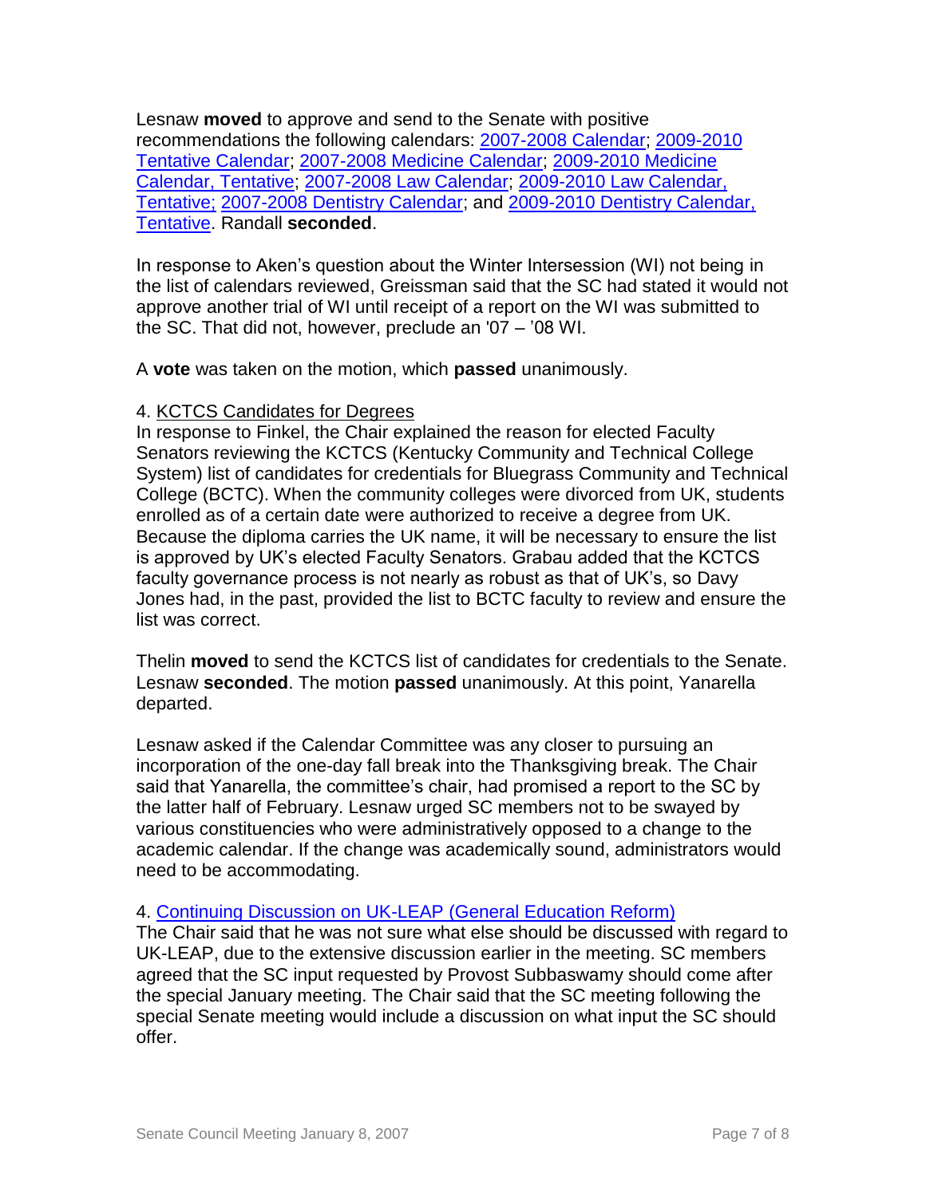Lesnaw **moved** to approve and send to the Senate with positive recommendations the following calendars: [2007-2008 Calendar]; [2009-2010 Tentative Calendar]; [2007-2008 Medicine Calendar]; [2009-2010 Medicine Calendar, Tentative]; [2007-2008 Law Calendar]; [2009-2010 Law Calendar, Tentative;] [2007-2008 Dentistry Calendar]; and [2009-2010 Dentistry Calendar, Tentative]. Randall **seconded**.

In response to Aken's question about the Winter Intersession (WI) not being in the list of calendars reviewed, Greissman said that the SC had stated it would not approve another trial of WI until receipt of a report on the WI was submitted to the SC. That did not, however, preclude an '07 – '08 WI.

A **vote** was taken on the motion, which **passed** unanimously.

4. KCTCS Candidates for Degrees

In response to Finkel, the Chair explained the reason for elected Faculty Senators reviewing the KCTCS (Kentucky Community and Technical College System) list of candidates for credentials for Bluegrass Community and Technical College (BCTC). When the community colleges were divorced from UK, students enrolled as of a certain date were authorized to receive a degree from UK. Because the diploma carries the UK name, it will be necessary to ensure the list is approved by UK's elected Faculty Senators. Grabau added that the KCTCS faculty governance process is not nearly as robust as that of UK's, so Davy Jones had, in the past, provided the list to BCTC faculty to review and ensure the list was correct.

Thelin **moved** to send the KCTCS list of candidates for credentials to the Senate. Lesnaw **seconded**. The motion **passed** unanimously. At this point, Yanarella departed.

Lesnaw asked if the Calendar Committee was any closer to pursuing an incorporation of the one-day fall break into the Thanksgiving break. The Chair said that Yanarella, the committee's chair, had promised a report to the SC by the latter half of February. Lesnaw urged SC members not to be swayed by various constituencies who were administratively opposed to a change to the academic calendar. If the change was academically sound, administrators would need to be accommodating.

4. [Continuing Discussion on UK-LEAP (General Education Reform)]

The Chair said that he was not sure what else should be discussed with regard to UK-LEAP, due to the extensive discussion earlier in the meeting. SC members agreed that the SC input requested by Provost Subbaswamy should come after the special January meeting. The Chair said that the SC meeting following the special Senate meeting would include a discussion on what input the SC should offer.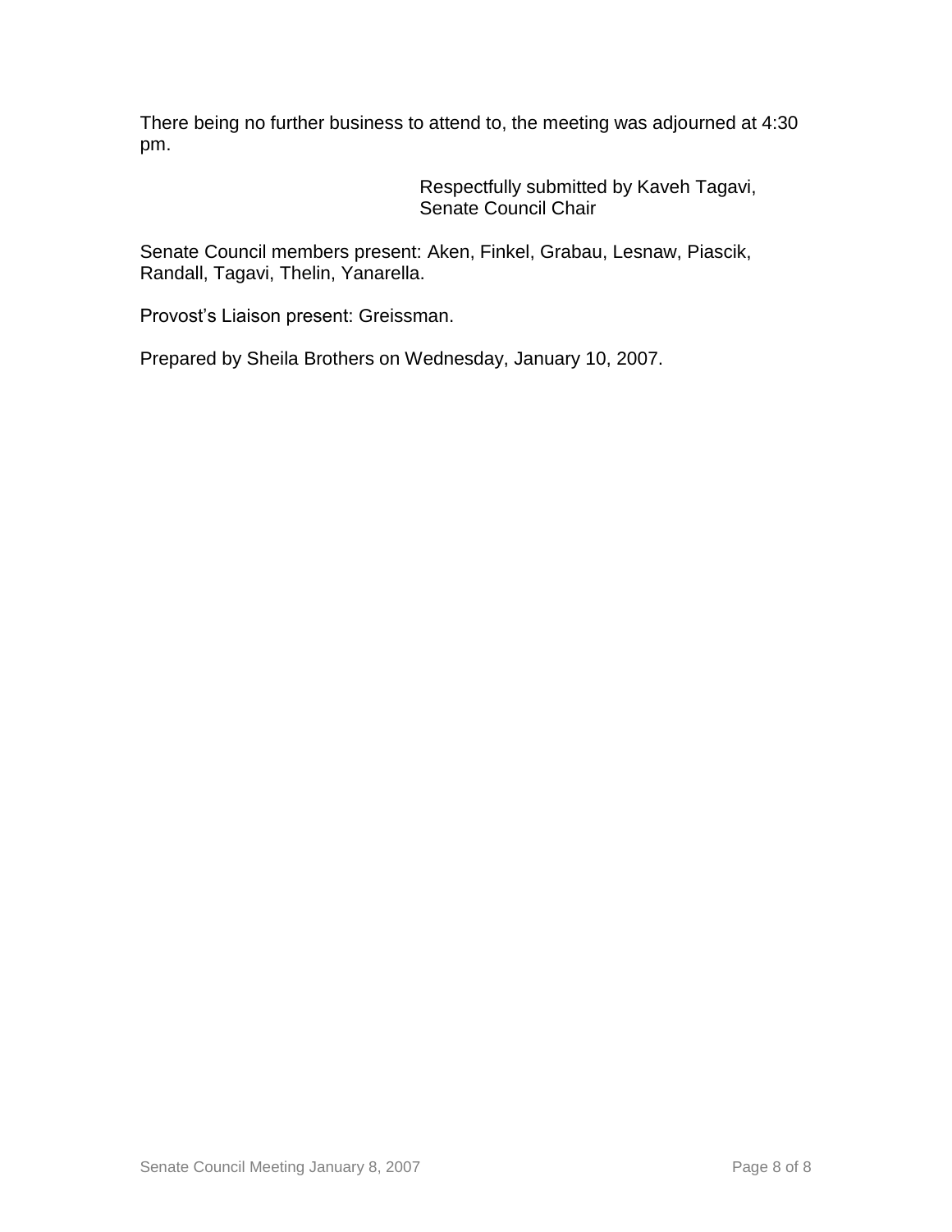There being no further business to attend to, the meeting was adjourned at 4:30 pm.

Respectfully submitted by Kaveh Tagavi,
Senate Council Chair

Senate Council members present: Aken, Finkel, Grabau, Lesnaw, Piascik, Randall, Tagavi, Thelin, Yanarella.

Provost's Liaison present: Greissman.

Prepared by Sheila Brothers on Wednesday, January 10, 2007.